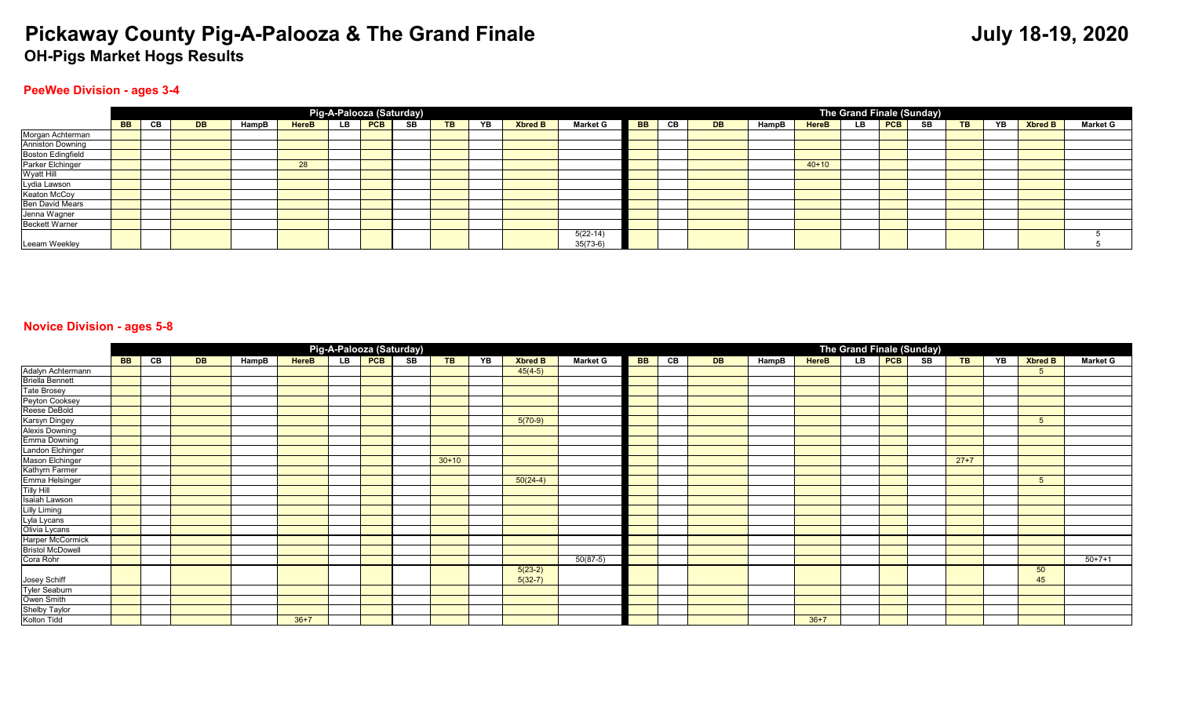# Pickaway County Pig-A-Palooza & The Grand Finale

**July 18-19, 2020**

## OH-Pigs Market Hogs Results

### PeeWee Division - ages 3-4

| | Pig-A-Palooza (Saturday) | | | | | | | | | | | | The Grand Finale (Sunday) | | | | | | | | | | | |
|---|---|---|---|---|---|---|---|---|---|---|---|---|---|---|---|---|---|---|---|---|---|---|---|---|
| | BB | CB | DB | HampB | HereB | LB | PCB | SB | TB | YB | Xbred B | Market G | BB | CB | DB | HampB | HereB | LB | PCB | SB | TB | YB | Xbred B | Market G |
| Morgan Achterman | | | | | | | | | | | | | | | | | | | | | | | | |
| Anniston Downing | | | | | | | | | | | | | | | | | | | | | | | | |
| Boston Edingfield | | | | | | | | | | | | | | | | | | | | | | | | |
| Parker Elchinger | | | | | 28 | | | | | | | | | | | | 40+10 | | | | | | | |
| Wyatt Hill | | | | | | | | | | | | | | | | | | | | | | | | |
| Lydia Lawson | | | | | | | | | | | | | | | | | | | | | | | | |
| Keaton McCoy | | | | | | | | | | | | | | | | | | | | | | | | |
| Ben David Mears | | | | | | | | | | | | | | | | | | | | | | | | |
| Jenna Wagner | | | | | | | | | | | | | | | | | | | | | | | | |
| Beckett Warner | | | | | | | | | | | | | | | | | | | | | | | | |
| Leeam Weekley | | | | | | | | | | | | 5(22-14)<br>35(73-6) | | | | | | | | | | | | 5<br>5 |

### Novice Division - ages 5-8

| | Pig-A-Palooza (Saturday) | | | | | | | | | | | | The Grand Finale (Sunday) | | | | | | | | | | | |
|---|---|---|---|---|---|---|---|---|---|---|---|---|---|---|---|---|---|---|---|---|---|---|---|---|
| | BB | CB | DB | HampB | HereB | LB | PCB | SB | TB | YB | Xbred B | Market G | BB | CB | DB | HampB | HereB | LB | PCB | SB | TB | YB | Xbred B | Market G |
| Adalyn Achtermann | | | | | | | | | | | 45(4-5) | | | | | | | | | | | | 5 | |
| Briella Bennett | | | | | | | | | | | | | | | | | | | | | | | | |
| Tate Brosey | | | | | | | | | | | | | | | | | | | | | | | | |
| Peyton Cooksey | | | | | | | | | | | | | | | | | | | | | | | | |
| Reese DeBold | | | | | | | | | | | | | | | | | | | | | | | | |
| Karsyn Dingey | | | | | | | | | | | 5(70-9) | | | | | | | | | | | | 5 | |
| Alexis Downing | | | | | | | | | | | | | | | | | | | | | | | | |
| Emma Downing | | | | | | | | | | | | | | | | | | | | | | | | |
| Landon Elchinger | | | | | | | | | | | | | | | | | | | | | | | | |
| Mason Elchinger | | | | | | | | | 30+10 | | | | | | | | | | | | 27+7 | | | |
| Kathyrn Farmer | | | | | | | | | | | | | | | | | | | | | | | | |
| Emma Helsinger | | | | | | | | | | | 50(24-4) | | | | | | | | | | | | 5 | |
| Tilly Hill | | | | | | | | | | | | | | | | | | | | | | | | |
| Isaiah Lawson | | | | | | | | | | | | | | | | | | | | | | | | |
| Lilly Liming | | | | | | | | | | | | | | | | | | | | | | | | |
| Lyla Lycans | | | | | | | | | | | | | | | | | | | | | | | | |
| Olivia Lycans | | | | | | | | | | | | | | | | | | | | | | | | |
| Harper McCormick | | | | | | | | | | | | | | | | | | | | | | | | |
| Bristol McDowell | | | | | | | | | | | | | | | | | | | | | | | | |
| Cora Rohr | | | | | | | | | | | | 50(87-5) | | | | | | | | | | | | 50+7+1 |
| Josey Schiff | | | | | | | | | | | 5(23-2)<br>5(32-7) | | | | | | | | | | | | 50<br>45 | |
| Tyler Seaburn | | | | | | | | | | | | | | | | | | | | | | | | |
| Owen Smith | | | | | | | | | | | | | | | | | | | | | | | | |
| Shelby Taylor | | | | | | | | | | | | | | | | | | | | | | | | |
| Kolton Tidd | | | | | 36+7 | | | | | | | | | | | | 36+7 | | | | | | | |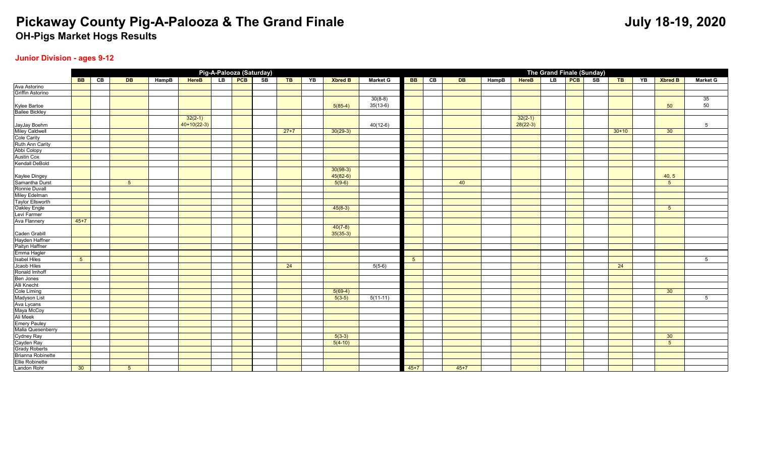# Pickaway County Pig-A-Palooza & The Grand Finale

**July 18-19, 2020**

## OH-Pigs Market Hogs Results

### Junior Division - ages 9-12

| | Pig-A-Palooza (Saturday) | | | | | | | | | | | | The Grand Finale (Sunday) | | | | | | | | | | | |
|---|---|---|---|---|---|---|---|---|---|---|---|---|---|---|---|---|---|---|---|---|---|---|---|---|
| | BB | CB | DB | HampB | HereB | LB | PCB | SB | TB | YB | Xbred B | Market G | BB | CB | DB | HampB | HereB | LB | PCB | SB | TB | YB | Xbred B | Market G |
| Ava Astorino | | | | | | | | | | | | | | | | | | | | | | | | |
| Griffin Astorino | | | | | | | | | | | | | | | | | | | | | | | | |
| Kylee Bartoe | | | | | | | | | | | 5(85-4) | 30(8-8) 35(13-6) | | | | | | | | | | | 50 | 35 50 |
| Bailee Bickley | | | | | | | | | | | | | | | | | | | | | | | | |
| JayJay Boehm | | | | | 32(2-1) 40+10(22-3) | | | | | | | 40(12-6) | | | | | 32(2-1) 28(22-3) | | | | | | | 5 |
| Miley Caldwell | | | | | | | | | 27+7 | | 30(29-3) | | | | | | | | | | 30+10 | | 30 | |
| Cole Carity | | | | | | | | | | | | | | | | | | | | | | | | |
| Ruth Ann Carity | | | | | | | | | | | | | | | | | | | | | | | | |
| Abbi Colopy | | | | | | | | | | | | | | | | | | | | | | | | |
| Austin Cox | | | | | | | | | | | | | | | | | | | | | | | | |
| Kendall DeBold | | | | | | | | | | | | | | | | | | | | | | | | |
| Kaylee Dingey | | | | | | | | | | | 30(98-3) 45(82-6) | | | | | | | | | | | | 40, 5 | |
| Samantha Durst | | | 5 | | | | | | | | 5(9-6) | | | | 40 | | | | | | | | 5 | |
| Ronnie Duvall | | | | | | | | | | | | | | | | | | | | | | | | |
| Miley Edelman | | | | | | | | | | | | | | | | | | | | | | | | |
| Taylor Ellsworth | | | | | | | | | | | | | | | | | | | | | | | | |
| Oakley Engle | | | | | | | | | | | 45(8-3) | | | | | | | | | | | | 5 | |
| Levi Farmer | | | | | | | | | | | | | | | | | | | | | | | | |
| Ava Flannery | 45+7 | | | | | | | | | | | | | | | | | | | | | | | |
| Caden Grabill | | | | | | | | | | | 40(7-8) 35(35-3) | | | | | | | | | | | | | |
| Hayden Haffner | | | | | | | | | | | | | | | | | | | | | | | | |
| Paityn Haffner | | | | | | | | | | | | | | | | | | | | | | | | |
| Emma Hagler | | | | | | | | | | | | | | | | | | | | | | | | |
| Isabel Hiles | 5 | | | | | | | | | | | | 5 | | | | | | | | | | | 5 |
| Jcaob Hiles | | | | | | | | | 24 | | | 5(5-6) | | | | | | | | | 24 | | | |
| Ronald Imhoff | | | | | | | | | | | | | | | | | | | | | | | | |
| Ben Jones | | | | | | | | | | | | | | | | | | | | | | | | |
| Alli Knecht | | | | | | | | | | | | | | | | | | | | | | | | |
| Cole Liming | | | | | | | | | | | 5(69-4) | | | | | | | | | | | | 30 | |
| Madyson List | | | | | | | | | | | 5(3-5) | 5(11-11) | | | | | | | | | | | | 5 |
| Ava Lycans | | | | | | | | | | | | | | | | | | | | | | | | |
| Maya McCoy | | | | | | | | | | | | | | | | | | | | | | | | |
| Ali Meek | | | | | | | | | | | | | | | | | | | | | | | | |
| Emery Pauley | | | | | | | | | | | | | | | | | | | | | | | | |
| Malia Quesenberry | | | | | | | | | | | | | | | | | | | | | | | | |
| Cydney Ray | | | | | | | | | | | 5(3-3) | | | | | | | | | | | | 30 | |
| Cayden Ray | | | | | | | | | | | 5(4-10) | | | | | | | | | | | | 5 | |
| Grady Roberts | | | | | | | | | | | | | | | | | | | | | | | | |
| Brianna Robinette | | | | | | | | | | | | | | | | | | | | | | | | |
| Ellie Robinette | | | | | | | | | | | | | | | | | | | | | | | | |
| Landon Rohr | 30 | | 5 | | | | | | | | | | 45+7 | | 45+7 | | | | | | | | | |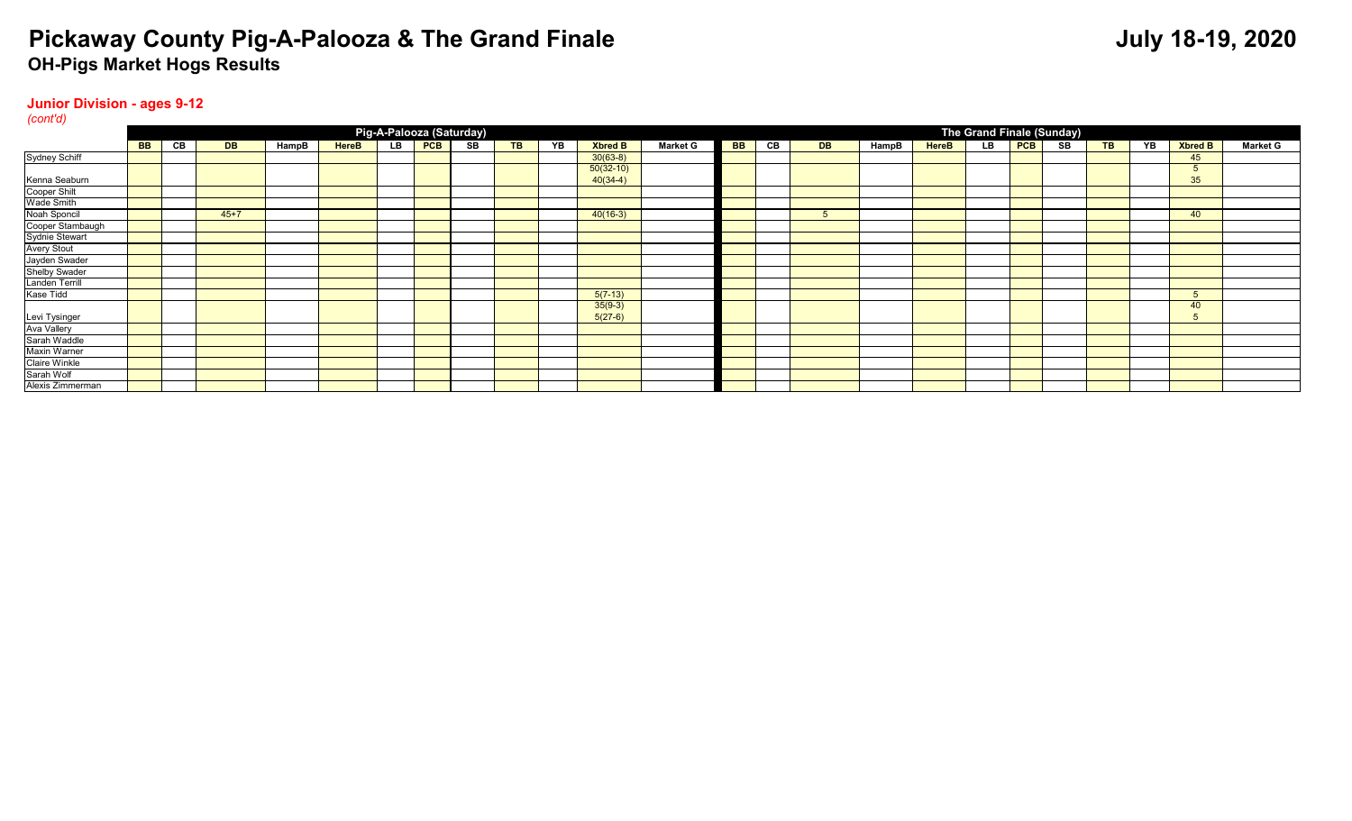# Pickaway County Pig-A-Palooza & The Grand Finale

**July 18-19, 2020**

## OH-Pigs Market Hogs Results

### Junior Division - ages 9-12

*(cont'd)*

| | Pig-A-Palooza (Saturday) | | | | | | | | | | | | The Grand Finale (Sunday) | | | | | | | | | | | |
|---|---|---|---|---|---|---|---|---|---|---|---|---|---|---|---|---|---|---|---|---|---|---|---|---|
| | BB | CB | DB | HampB | HereB | LB | PCB | SB | TB | YB | Xbred B | Market G | BB | CB | DB | HampB | HereB | LB | PCB | SB | TB | YB | Xbred B | Market G |
| Sydney Schiff | | | | | | | | | | | 30(63-8) | | | | | | | | | | | | 45 | |
| Kenna Seaburn | | | | | | | | | | | 50(32-10) 40(34-4) | | | | | | | | | | | | 5 35 | |
| Cooper Shilt | | | | | | | | | | | | | | | | | | | | | | | | |
| Wade Smith | | | | | | | | | | | | | | | | | | | | | | | | |
| Noah Sponcil | | | 45+7 | | | | | | | | 40(16-3) | | | | 5 | | | | | | | | 40 | |
| Cooper Stambaugh | | | | | | | | | | | | | | | | | | | | | | | | |
| Sydnie Stewart | | | | | | | | | | | | | | | | | | | | | | | | |
| Avery Stout | | | | | | | | | | | | | | | | | | | | | | | | |
| Jayden Swader | | | | | | | | | | | | | | | | | | | | | | | | |
| Shelby Swader | | | | | | | | | | | | | | | | | | | | | | | | |
| Landen Terrill | | | | | | | | | | | | | | | | | | | | | | | | |
| Kase Tidd | | | | | | | | | | | 5(7-13) | | | | | | | | | | | | 5 | |
| Levi Tysinger | | | | | | | | | | | 35(9-3) 5(27-6) | | | | | | | | | | | | 40 5 | |
| Ava Vallery | | | | | | | | | | | | | | | | | | | | | | | | |
| Sarah Waddle | | | | | | | | | | | | | | | | | | | | | | | | |
| Maxin Warner | | | | | | | | | | | | | | | | | | | | | | | | |
| Claire Winkle | | | | | | | | | | | | | | | | | | | | | | | | |
| Sarah Wolf | | | | | | | | | | | | | | | | | | | | | | | | |
| Alexis Zimmerman | | | | | | | | | | | | | | | | | | | | | | | | |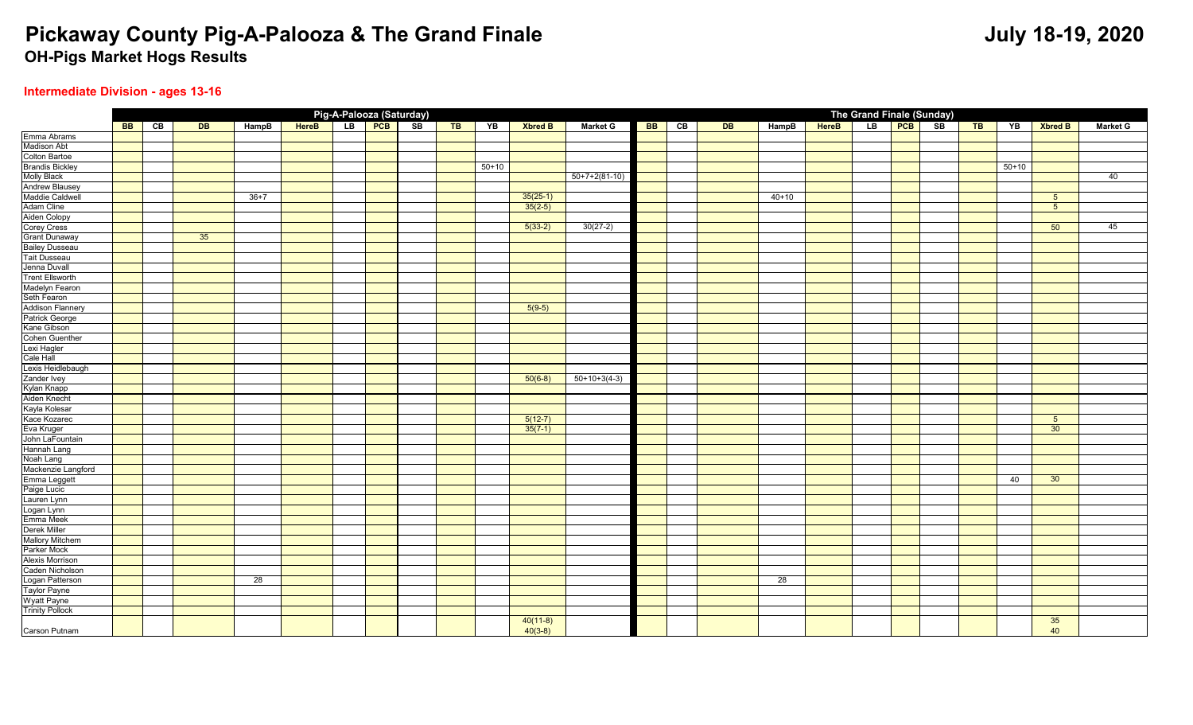# Pickaway County Pig-A-Palooza & The Grand Finale

**July 18-19, 2020**

## OH-Pigs Market Hogs Results

### Intermediate Division - ages 13-16

| | Pig-A-Palooza (Saturday) | | | | | | | | | | | | The Grand Finale (Sunday) | | | | | | | | | | | |
|---|---|---|---|---|---|---|---|---|---|---|---|---|---|---|---|---|---|---|---|---|---|---|---|---|
| | BB | CB | DB | HampB | HereB | LB | PCB | SB | TB | YB | Xbred B | Market G | BB | CB | DB | HampB | HereB | LB | PCB | SB | TB | YB | Xbred B | Market G |
| Emma Abrams | | | | | | | | | | | | | | | | | | | | | | | | |
| Madison Abt | | | | | | | | | | | | | | | | | | | | | | | | |
| Colton Bartoe | | | | | | | | | | | | | | | | | | | | | | | | |
| Brandis Bickley | | | | | | | | | | 50+10 | | | | | | | | | | | | 50+10 | | |
| Molly Black | | | | | | | | | | | | 50+7+2(81-10) | | | | | | | | | | | | 40 |
| Andrew Blausey | | | | | | | | | | | | | | | | | | | | | | | | |
| Maddie Caldwell | | | | 36+7 | | | | | | | 35(25-1) | | | | | 40+10 | | | | | | | 5 | |
| Adam Cline | | | | | | | | | | | 35(2-5) | | | | | | | | | | | | 5 | |
| Aiden Colopy | | | | | | | | | | | | | | | | | | | | | | | | |
| Corey Cress | | | | | | | | | | | 5(33-2) | 30(27-2) | | | | | | | | | | | 50 | 45 |
| Grant Dunaway | | | 35 | | | | | | | | | | | | | | | | | | | | | |
| Bailey Dusseau | | | | | | | | | | | | | | | | | | | | | | | | |
| Tait Dusseau | | | | | | | | | | | | | | | | | | | | | | | | |
| Jenna Duvall | | | | | | | | | | | | | | | | | | | | | | | | |
| Trent Ellsworth | | | | | | | | | | | | | | | | | | | | | | | | |
| Madelyn Fearon | | | | | | | | | | | | | | | | | | | | | | | | |
| Seth Fearon | | | | | | | | | | | | | | | | | | | | | | | | |
| Addison Flannery | | | | | | | | | | | 5(9-5) | | | | | | | | | | | | | |
| Patrick George | | | | | | | | | | | | | | | | | | | | | | | | |
| Kane Gibson | | | | | | | | | | | | | | | | | | | | | | | | |
| Cohen Guenther | | | | | | | | | | | | | | | | | | | | | | | | |
| Lexi Hagler | | | | | | | | | | | | | | | | | | | | | | | | |
| Cale Hall | | | | | | | | | | | | | | | | | | | | | | | | |
| Lexis Heidlebaugh | | | | | | | | | | | | | | | | | | | | | | | | |
| Zander Ivey | | | | | | | | | | | 50(6-8) | 50+10+3(4-3) | | | | | | | | | | | | |
| Kylan Knapp | | | | | | | | | | | | | | | | | | | | | | | | |
| Aiden Knecht | | | | | | | | | | | | | | | | | | | | | | | | |
| Kayla Kolesar | | | | | | | | | | | | | | | | | | | | | | | | |
| Kace Kozarec | | | | | | | | | | | 5(12-7) | | | | | | | | | | | | 5 | |
| Eva Kruger | | | | | | | | | | | 35(7-1) | | | | | | | | | | | | 30 | |
| John LaFountain | | | | | | | | | | | | | | | | | | | | | | | | |
| Hannah Lang | | | | | | | | | | | | | | | | | | | | | | | | |
| Noah Lang | | | | | | | | | | | | | | | | | | | | | | | | |
| Mackenzie Langford | | | | | | | | | | | | | | | | | | | | | | | | |
| Emma Leggett | | | | | | | | | | | | | | | | | | | | | | 40 | 30 | |
| Paige Lucic | | | | | | | | | | | | | | | | | | | | | | | | |
| Lauren Lynn | | | | | | | | | | | | | | | | | | | | | | | | |
| Logan Lynn | | | | | | | | | | | | | | | | | | | | | | | | |
| Emma Meek | | | | | | | | | | | | | | | | | | | | | | | | |
| Derek Miller | | | | | | | | | | | | | | | | | | | | | | | | |
| Mallory Mitchem | | | | | | | | | | | | | | | | | | | | | | | | |
| Parker Mock | | | | | | | | | | | | | | | | | | | | | | | | |
| Alexis Morrison | | | | | | | | | | | | | | | | | | | | | | | | |
| Caden Nicholson | | | | | | | | | | | | | | | | | | | | | | | | |
| Logan Patterson | | | | 28 | | | | | | | | | | | | 28 | | | | | | | | |
| Taylor Payne | | | | | | | | | | | | | | | | | | | | | | | | |
| Wyatt Payne | | | | | | | | | | | | | | | | | | | | | | | | |
| Trinity Pollock | | | | | | | | | | | | | | | | | | | | | | | | |
| Carson Putnam | | | | | | | | | | | 40(11-8) 40(3-8) | | | | | | | | | | | | 35 40 | |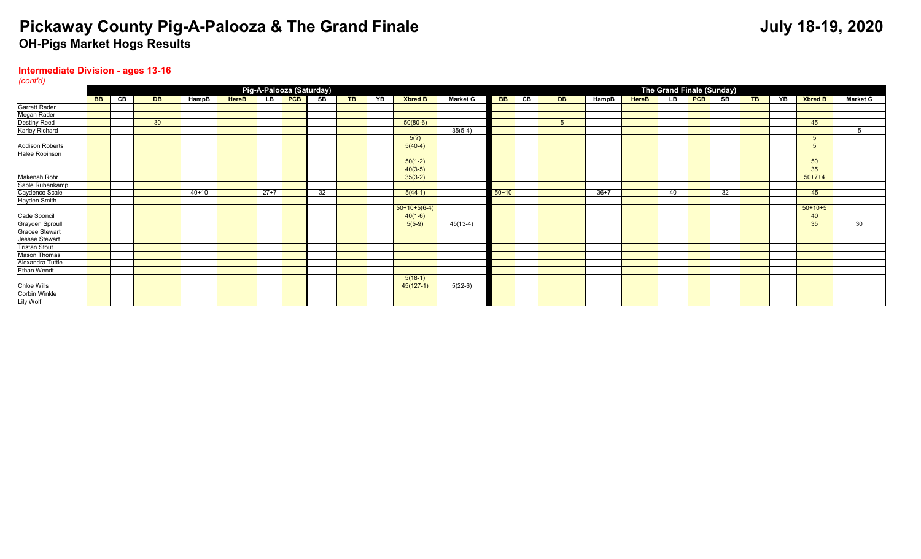# Pickaway County Pig-A-Palooza & The Grand Finale

**July 18-19, 2020**

## OH-Pigs Market Hogs Results

### Intermediate Division - ages 13-16

*(cont'd)*

| | Pig-A-Palooza (Saturday) | | | | | | | | | | | | The Grand Finale (Sunday) | | | | | | | | | | | |
|---|---|---|---|---|---|---|---|---|---|---|---|---|---|---|---|---|---|---|---|---|---|---|---|---|
| | BB | CB | DB | HampB | HereB | LB | PCB | SB | TB | YB | Xbred B | Market G | BB | CB | DB | HampB | HereB | LB | PCB | SB | TB | YB | Xbred B | Market G |
| Garrett Rader | | | | | | | | | | | | | | | | | | | | | | | | |
| Megan Rader | | | | | | | | | | | | | | | | | | | | | | | | |
| Destiny Reed | | | 30 | | | | | | | | 50(80-6) | | | | 5 | | | | | | | | 45 | |
| Karley Richard | | | | | | | | | | | | 35(5-4) | | | | | | | | | | | | 5 |
| Addison Roberts | | | | | | | | | | | 5(?)<br>5(40-4) | | | | | | | | | | | | 5<br>5 | |
| Halee Robinson | | | | | | | | | | | | | | | | | | | | | | | | |
| Makenah Rohr | | | | | | | | | | | 50(1-2)<br>40(3-5)<br>35(3-2) | | | | | | | | | | | | 50<br>35<br>50+7+4 | |
| Sable Ruhenkamp | | | | | | | | | | | | | | | | | | | | | | | | |
| Caydence Scale | | | | 40+10 | | 27+7 | | 32 | | | 5(44-1) | | 50+10 | | | 36+7 | | 40 | | 32 | | | 45 | |
| Hayden Smith | | | | | | | | | | | | | | | | | | | | | | | | |
| Cade Sponcil | | | | | | | | | | | 50+10+5(6-4)<br>40(1-6) | | | | | | | | | | | | 50+10+5<br>40 | |
| Grayden Sproull | | | | | | | | | | | 5(5-9) | 45(13-4) | | | | | | | | | | | 35 | 30 |
| Gracee Stewart | | | | | | | | | | | | | | | | | | | | | | | | |
| Jessee Stewart | | | | | | | | | | | | | | | | | | | | | | | | |
| Tristan Stout | | | | | | | | | | | | | | | | | | | | | | | | |
| Mason Thomas | | | | | | | | | | | | | | | | | | | | | | | | |
| Alexandra Tuttle | | | | | | | | | | | | | | | | | | | | | | | | |
| Ethan Wendt | | | | | | | | | | | | | | | | | | | | | | | | |
| Chloe Wills | | | | | | | | | | | 5(18-1)<br>45(127-1) | 5(22-6) | | | | | | | | | | | | |
| Corbin Winkle | | | | | | | | | | | | | | | | | | | | | | | | |
| Lily Wolf | | | | | | | | | | | | | | | | | | | | | | | | |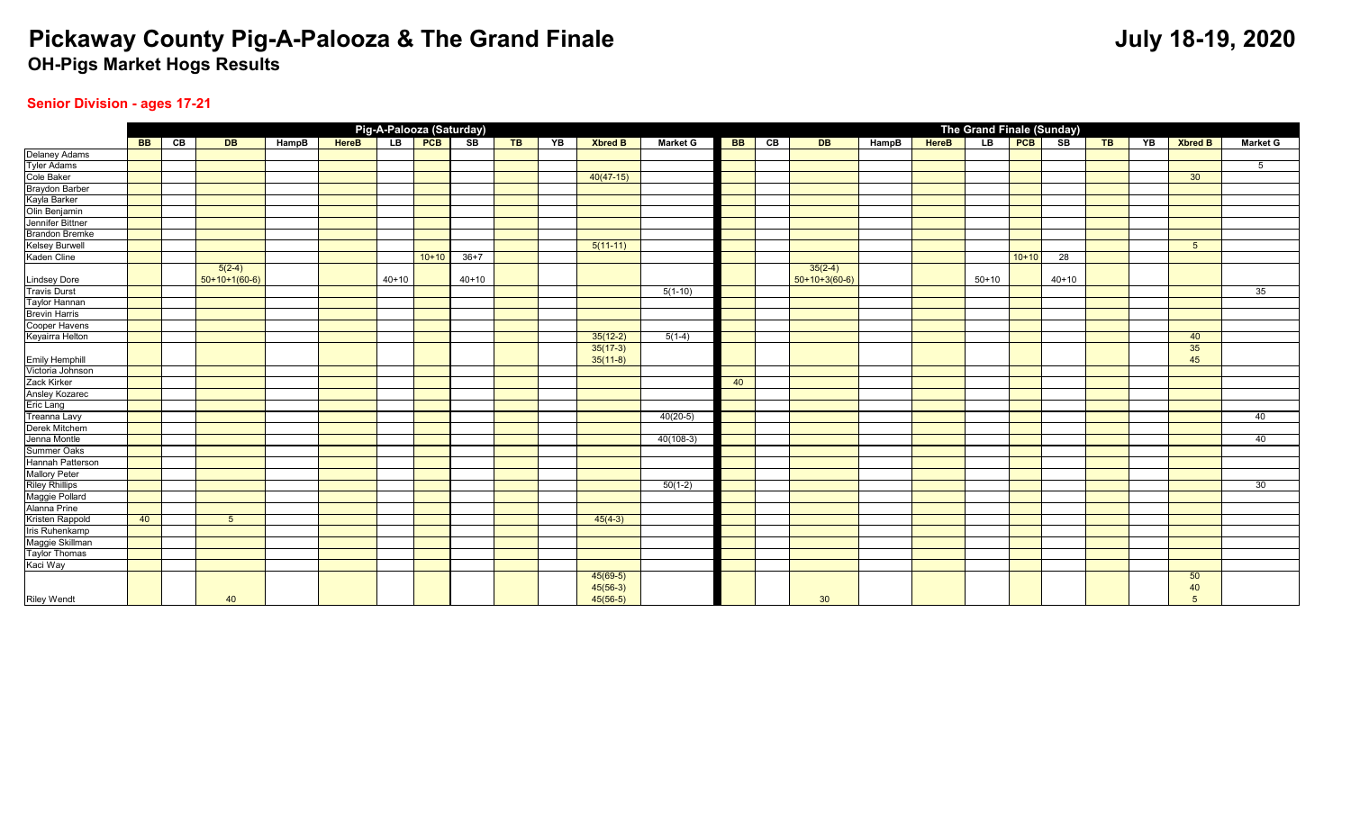# Pickaway County Pig-A-Palooza & The Grand Finale

**July 18-19, 2020**

## OH-Pigs Market Hogs Results

### Senior Division - ages 17-21

| | Pig-A-Palooza (Saturday) | | | | | | | | | | | | The Grand Finale (Sunday) | | | | | | | | | | | |
|---|---|---|---|---|---|---|---|---|---|---|---|---|---|---|---|---|---|---|---|---|---|---|---|---|
| | BB | CB | DB | HampB | HereB | LB | PCB | SB | TB | YB | Xbred B | Market G | BB | CB | DB | HampB | HereB | LB | PCB | SB | TB | YB | Xbred B | Market G |
| Delaney Adams | | | | | | | | | | | | | | | | | | | | | | | | |
| Tyler Adams | | | | | | | | | | | | | | | | | | | | | | | | 5 |
| Cole Baker | | | | | | | | | | | 40(47-15) | | | | | | | | | | | | 30 | |
| Braydon Barber | | | | | | | | | | | | | | | | | | | | | | | | |
| Kayla Barker | | | | | | | | | | | | | | | | | | | | | | | | |
| Olin Benjamin | | | | | | | | | | | | | | | | | | | | | | | | |
| Jennifer Bittner | | | | | | | | | | | | | | | | | | | | | | | | |
| Brandon Bremke | | | | | | | | | | | | | | | | | | | | | | | | |
| Kelsey Burwell | | | | | | | | | | | 5(11-11) | | | | | | | | | | | | 5 | |
| Kaden Cline | | | | | | | 10+10 | 36+7 | | | | | | | | | | | 10+10 | 28 | | | | |
| Lindsey Dore | | | 5(2-4) 50+10+1(60-6) | | | 40+10 | | 40+10 | | | | | | | 35(2-4) 50+10+3(60-6) | | | 50+10 | | 40+10 | | | | |
| Travis Durst | | | | | | | | | | | | 5(1-10) | | | | | | | | | | | | 35 |
| Taylor Hannan | | | | | | | | | | | | | | | | | | | | | | | | |
| Brevin Harris | | | | | | | | | | | | | | | | | | | | | | | | |
| Cooper Havens | | | | | | | | | | | | | | | | | | | | | | | | |
| Keyairra Helton | | | | | | | | | | | 35(12-2) | 5(1-4) | | | | | | | | | | | 40 | |
| Emily Hemphill | | | | | | | | | | | 35(17-3) 35(11-8) | | | | | | | | | | | | 35 45 | |
| Victoria Johnson | | | | | | | | | | | | | | | | | | | | | | | | |
| Zack Kirker | | | | | | | | | | | | | 40 | | | | | | | | | | | |
| Ansley Kozarec | | | | | | | | | | | | | | | | | | | | | | | | |
| Eric Lang | | | | | | | | | | | | | | | | | | | | | | | | |
| Treanna Lavy | | | | | | | | | | | | 40(20-5) | | | | | | | | | | | | 40 |
| Derek Mitchem | | | | | | | | | | | | | | | | | | | | | | | | |
| Jenna Montle | | | | | | | | | | | | 40(108-3) | | | | | | | | | | | | 40 |
| Summer Oaks | | | | | | | | | | | | | | | | | | | | | | | | |
| Hannah Patterson | | | | | | | | | | | | | | | | | | | | | | | | |
| Mallory Peter | | | | | | | | | | | | | | | | | | | | | | | | |
| Riley Rhillips | | | | | | | | | | | | 50(1-2) | | | | | | | | | | | | 30 |
| Maggie Pollard | | | | | | | | | | | | | | | | | | | | | | | | |
| Alanna Prine | | | | | | | | | | | | | | | | | | | | | | | | |
| Kristen Rappold | 40 | | 5 | | | | | | | | 45(4-3) | | | | | | | | | | | | | |
| Iris Ruhenkamp | | | | | | | | | | | | | | | | | | | | | | | | |
| Maggie Skillman | | | | | | | | | | | | | | | | | | | | | | | | |
| Taylor Thomas | | | | | | | | | | | | | | | | | | | | | | | | |
| Kaci Way | | | | | | | | | | | | | | | | | | | | | | | | |
| Riley Wendt | | | 40 | | | | | | | | 45(69-5) 45(56-3) 45(56-5) | | | | 30 | | | | | | | | 50 40 5 | |